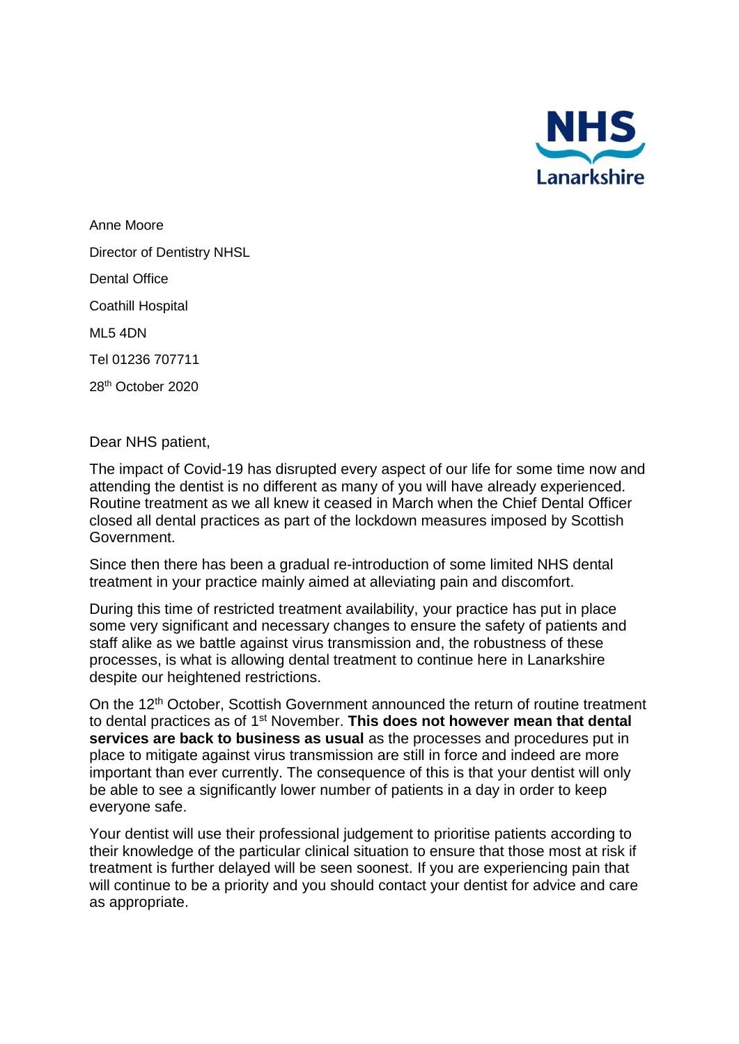NHS Lanarkshire

Anne Moore

Director of Dentistry NHSL

Dental Office

Coathill Hospital

ML5 4DN

Tel 01236 707711

28th October 2020

Dear NHS patient,

The impact of Covid-19 has disrupted every aspect of our life for some time now and attending the dentist is no different as many of you will have already experienced. Routine treatment as we all knew it ceased in March when the Chief Dental Officer closed all dental practices as part of the lockdown measures imposed by Scottish Government.

Since then there has been a gradual re-introduction of some limited NHS dental treatment in your practice mainly aimed at alleviating pain and discomfort.

During this time of restricted treatment availability, your practice has put in place some very significant and necessary changes to ensure the safety of patients and staff alike as we battle against virus transmission and, the robustness of these processes, is what is allowing dental treatment to continue here in Lanarkshire despite our heightened restrictions.

On the 12th October, Scottish Government announced the return of routine treatment to dental practices as of 1st November. **This does not however mean that dental services are back to business as usual** as the processes and procedures put in place to mitigate against virus transmission are still in force and indeed are more important than ever currently. The consequence of this is that your dentist will only be able to see a significantly lower number of patients in a day in order to keep everyone safe.

Your dentist will use their professional judgement to prioritise patients according to their knowledge of the particular clinical situation to ensure that those most at risk if treatment is further delayed will be seen soonest. If you are experiencing pain that will continue to be a priority and you should contact your dentist for advice and care as appropriate.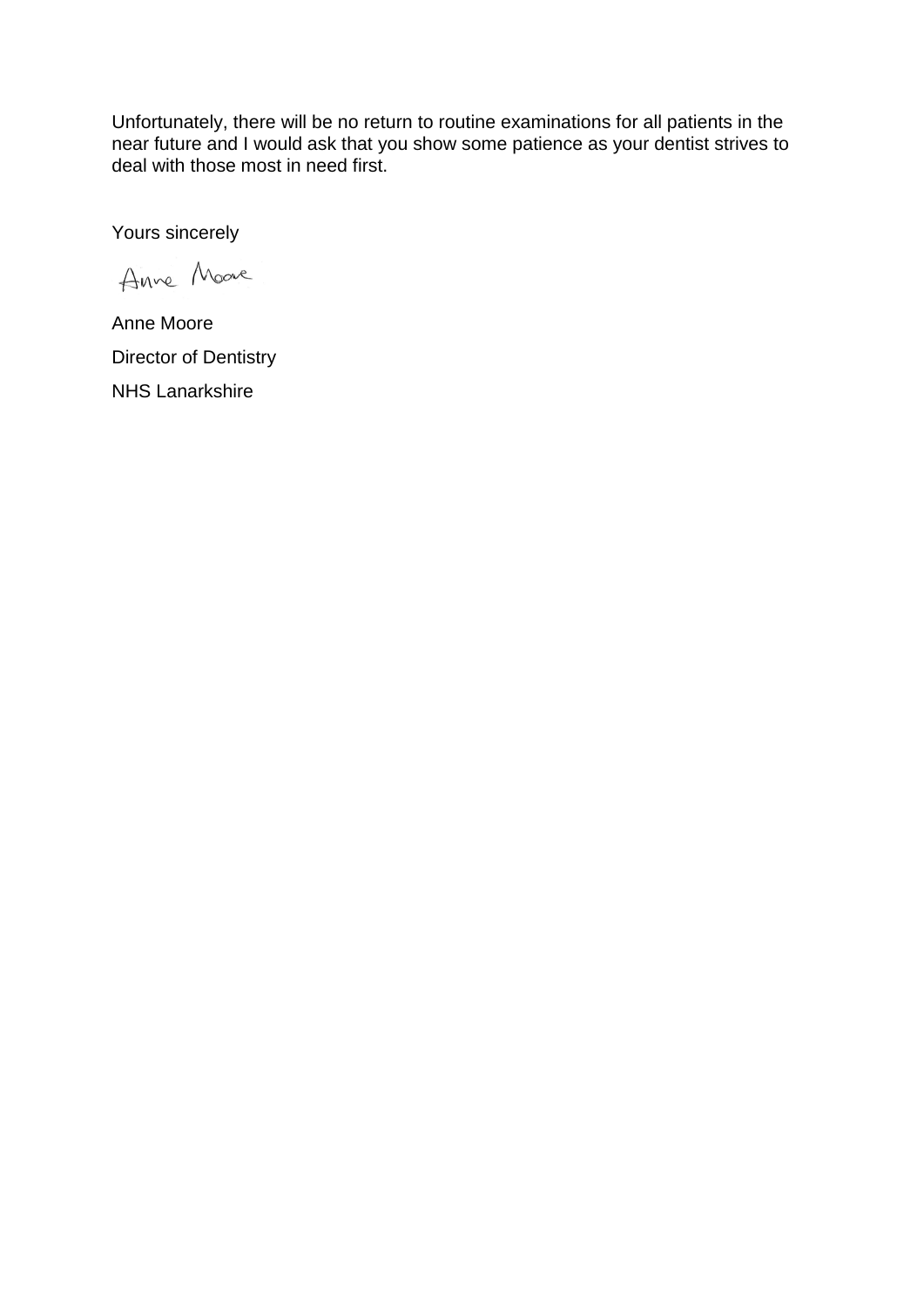Unfortunately, there will be no return to routine examinations for all patients in the near future and I would ask that you show some patience as your dentist strives to deal with those most in need first.

Yours sincerely

Anne Moore

Anne Moore

Director of Dentistry

NHS Lanarkshire